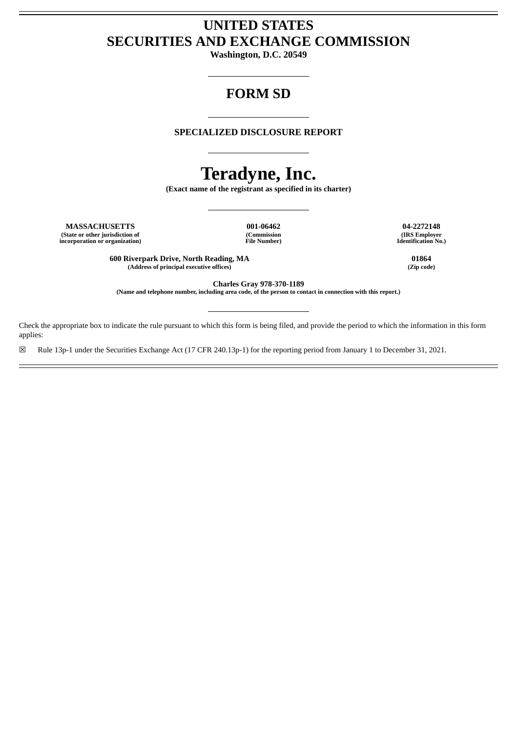# UNITED STATES
# SECURITIES AND EXCHANGE COMMISSION

**Washington, D.C. 20549**

---

# FORM SD

---

**SPECIALIZED DISCLOSURE REPORT**

---

# Teradyne, Inc.

**(Exact name of the registrant as specified in its charter)**

---

| **MASSACHUSETTS** | **001-06462** | **04-2272148** |
|---|---|---|
| **(State or other jurisdiction of incorporation or organization)** | **(Commission File Number)** | **(IRS Employer Identification No.)** |

| **600 Riverpark Drive, North Reading, MA** | **01864** |
|---|---|
| **(Address of principal executive offices)** | **(Zip code)** |

**Charles Gray 978-370-1189**
**(Name and telephone number, including area code, of the person to contact in connection with this report.)**

---

Check the appropriate box to indicate the rule pursuant to which this form is being filed, and provide the period to which the information in this form applies:

☒ Rule 13p-1 under the Securities Exchange Act (17 CFR 240.13p-1) for the reporting period from January 1 to December 31, 2021.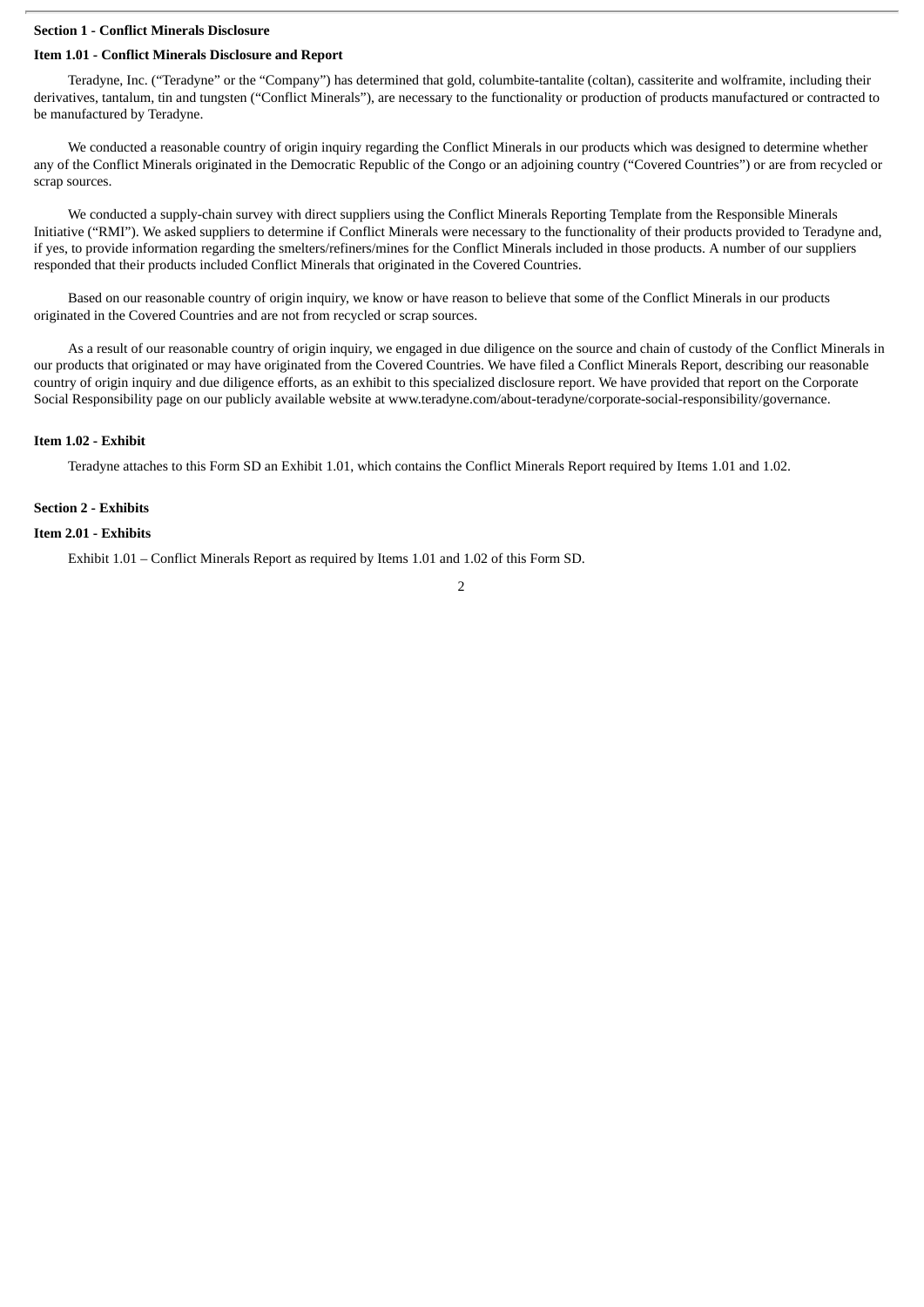**Section 1 - Conflict Minerals Disclosure**

**Item 1.01 - Conflict Minerals Disclosure and Report**

Teradyne, Inc. ("Teradyne" or the "Company") has determined that gold, columbite-tantalite (coltan), cassiterite and wolframite, including their derivatives, tantalum, tin and tungsten ("Conflict Minerals"), are necessary to the functionality or production of products manufactured or contracted to be manufactured by Teradyne.

We conducted a reasonable country of origin inquiry regarding the Conflict Minerals in our products which was designed to determine whether any of the Conflict Minerals originated in the Democratic Republic of the Congo or an adjoining country ("Covered Countries") or are from recycled or scrap sources.

We conducted a supply-chain survey with direct suppliers using the Conflict Minerals Reporting Template from the Responsible Minerals Initiative ("RMI"). We asked suppliers to determine if Conflict Minerals were necessary to the functionality of their products provided to Teradyne and, if yes, to provide information regarding the smelters/refiners/mines for the Conflict Minerals included in those products. A number of our suppliers responded that their products included Conflict Minerals that originated in the Covered Countries.

Based on our reasonable country of origin inquiry, we know or have reason to believe that some of the Conflict Minerals in our products originated in the Covered Countries and are not from recycled or scrap sources.

As a result of our reasonable country of origin inquiry, we engaged in due diligence on the source and chain of custody of the Conflict Minerals in our products that originated or may have originated from the Covered Countries. We have filed a Conflict Minerals Report, describing our reasonable country of origin inquiry and due diligence efforts, as an exhibit to this specialized disclosure report. We have provided that report on the Corporate Social Responsibility page on our publicly available website at www.teradyne.com/about-teradyne/corporate-social-responsibility/governance.

**Item 1.02 - Exhibit**

Teradyne attaches to this Form SD an Exhibit 1.01, which contains the Conflict Minerals Report required by Items 1.01 and 1.02.

**Section 2 - Exhibits**

**Item 2.01 - Exhibits**

Exhibit 1.01 – Conflict Minerals Report as required by Items 1.01 and 1.02 of this Form SD.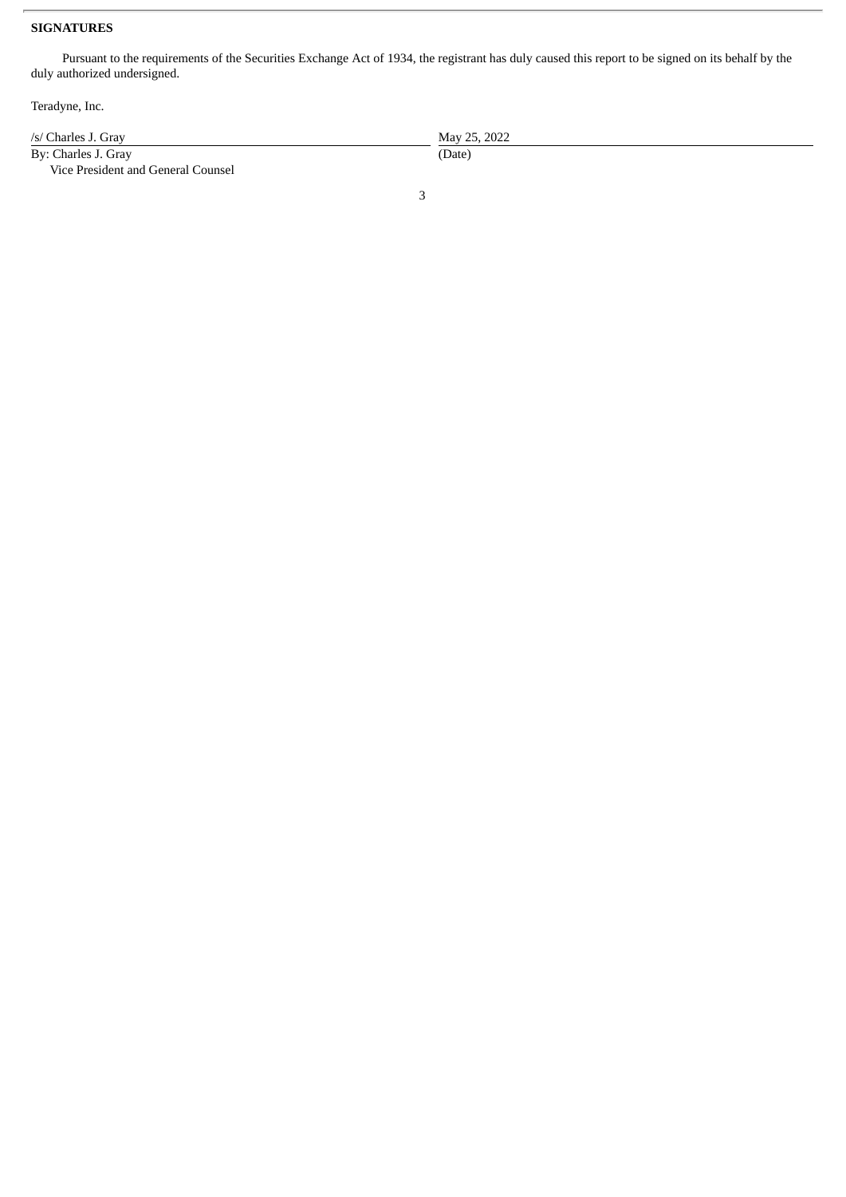**SIGNATURES**

Pursuant to the requirements of the Securities Exchange Act of 1934, the registrant has duly caused this report to be signed on its behalf by the duly authorized undersigned.

Teradyne, Inc.

| /s/ Charles J. Gray | May 25, 2022 |
|---|---|
| By: Charles J. Gray | (Date) |
| Vice President and General Counsel | |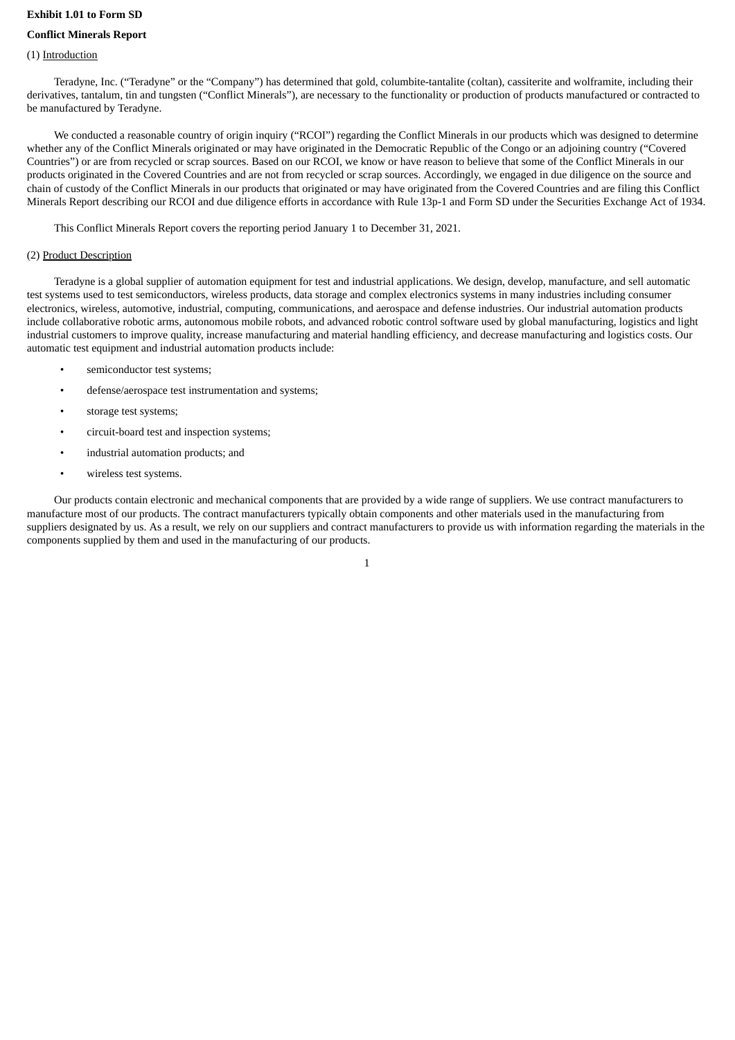**Exhibit 1.01 to Form SD**

**Conflict Minerals Report**

(1) Introduction

Teradyne, Inc. ("Teradyne" or the "Company") has determined that gold, columbite-tantalite (coltan), cassiterite and wolframite, including their derivatives, tantalum, tin and tungsten ("Conflict Minerals"), are necessary to the functionality or production of products manufactured or contracted to be manufactured by Teradyne.

We conducted a reasonable country of origin inquiry ("RCOI") regarding the Conflict Minerals in our products which was designed to determine whether any of the Conflict Minerals originated or may have originated in the Democratic Republic of the Congo or an adjoining country ("Covered Countries") or are from recycled or scrap sources. Based on our RCOI, we know or have reason to believe that some of the Conflict Minerals in our products originated in the Covered Countries and are not from recycled or scrap sources. Accordingly, we engaged in due diligence on the source and chain of custody of the Conflict Minerals in our products that originated or may have originated from the Covered Countries and are filing this Conflict Minerals Report describing our RCOI and due diligence efforts in accordance with Rule 13p-1 and Form SD under the Securities Exchange Act of 1934.

This Conflict Minerals Report covers the reporting period January 1 to December 31, 2021.

(2) Product Description

Teradyne is a global supplier of automation equipment for test and industrial applications. We design, develop, manufacture, and sell automatic test systems used to test semiconductors, wireless products, data storage and complex electronics systems in many industries including consumer electronics, wireless, automotive, industrial, computing, communications, and aerospace and defense industries. Our industrial automation products include collaborative robotic arms, autonomous mobile robots, and advanced robotic control software used by global manufacturing, logistics and light industrial customers to improve quality, increase manufacturing and material handling efficiency, and decrease manufacturing and logistics costs. Our automatic test equipment and industrial automation products include:

- semiconductor test systems;
- defense/aerospace test instrumentation and systems;
- storage test systems;
- circuit-board test and inspection systems;
- industrial automation products; and
- wireless test systems.

Our products contain electronic and mechanical components that are provided by a wide range of suppliers. We use contract manufacturers to manufacture most of our products. The contract manufacturers typically obtain components and other materials used in the manufacturing from suppliers designated by us. As a result, we rely on our suppliers and contract manufacturers to provide us with information regarding the materials in the components supplied by them and used in the manufacturing of our products.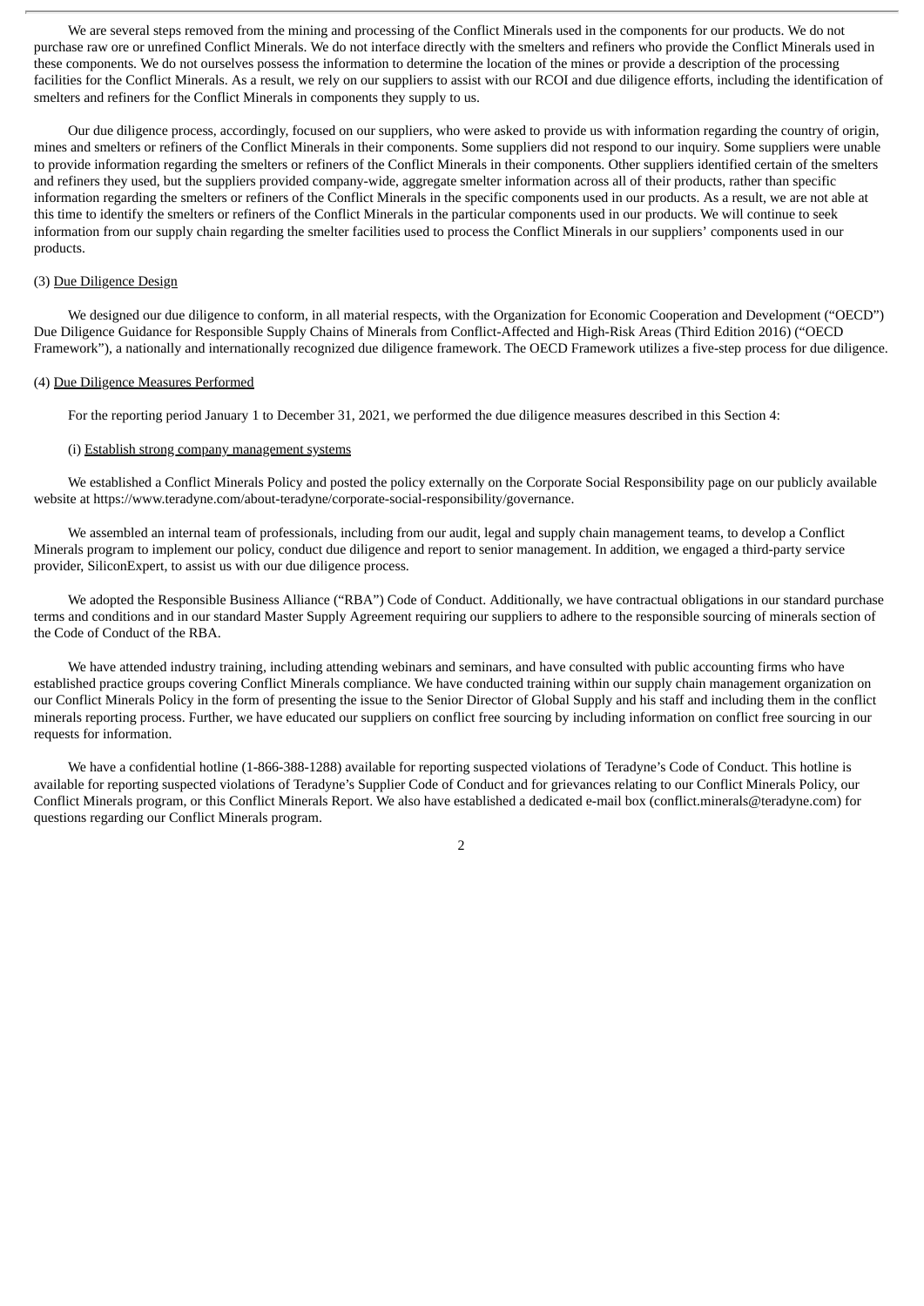We are several steps removed from the mining and processing of the Conflict Minerals used in the components for our products. We do not purchase raw ore or unrefined Conflict Minerals. We do not interface directly with the smelters and refiners who provide the Conflict Minerals used in these components. We do not ourselves possess the information to determine the location of the mines or provide a description of the processing facilities for the Conflict Minerals. As a result, we rely on our suppliers to assist with our RCOI and due diligence efforts, including the identification of smelters and refiners for the Conflict Minerals in components they supply to us.

Our due diligence process, accordingly, focused on our suppliers, who were asked to provide us with information regarding the country of origin, mines and smelters or refiners of the Conflict Minerals in their components. Some suppliers did not respond to our inquiry. Some suppliers were unable to provide information regarding the smelters or refiners of the Conflict Minerals in their components. Other suppliers identified certain of the smelters and refiners they used, but the suppliers provided company-wide, aggregate smelter information across all of their products, rather than specific information regarding the smelters or refiners of the Conflict Minerals in the specific components used in our products. As a result, we are not able at this time to identify the smelters or refiners of the Conflict Minerals in the particular components used in our products. We will continue to seek information from our supply chain regarding the smelter facilities used to process the Conflict Minerals in our suppliers' components used in our products.

(3) Due Diligence Design

We designed our due diligence to conform, in all material respects, with the Organization for Economic Cooperation and Development ("OECD") Due Diligence Guidance for Responsible Supply Chains of Minerals from Conflict-Affected and High-Risk Areas (Third Edition 2016) ("OECD Framework"), a nationally and internationally recognized due diligence framework. The OECD Framework utilizes a five-step process for due diligence.

(4) Due Diligence Measures Performed

For the reporting period January 1 to December 31, 2021, we performed the due diligence measures described in this Section 4:

(i) Establish strong company management systems

We established a Conflict Minerals Policy and posted the policy externally on the Corporate Social Responsibility page on our publicly available website at https://www.teradyne.com/about-teradyne/corporate-social-responsibility/governance.

We assembled an internal team of professionals, including from our audit, legal and supply chain management teams, to develop a Conflict Minerals program to implement our policy, conduct due diligence and report to senior management. In addition, we engaged a third-party service provider, SiliconExpert, to assist us with our due diligence process.

We adopted the Responsible Business Alliance ("RBA") Code of Conduct. Additionally, we have contractual obligations in our standard purchase terms and conditions and in our standard Master Supply Agreement requiring our suppliers to adhere to the responsible sourcing of minerals section of the Code of Conduct of the RBA.

We have attended industry training, including attending webinars and seminars, and have consulted with public accounting firms who have established practice groups covering Conflict Minerals compliance. We have conducted training within our supply chain management organization on our Conflict Minerals Policy in the form of presenting the issue to the Senior Director of Global Supply and his staff and including them in the conflict minerals reporting process. Further, we have educated our suppliers on conflict free sourcing by including information on conflict free sourcing in our requests for information.

We have a confidential hotline (1-866-388-1288) available for reporting suspected violations of Teradyne's Code of Conduct. This hotline is available for reporting suspected violations of Teradyne's Supplier Code of Conduct and for grievances relating to our Conflict Minerals Policy, our Conflict Minerals program, or this Conflict Minerals Report. We also have established a dedicated e-mail box (conflict.minerals@teradyne.com) for questions regarding our Conflict Minerals program.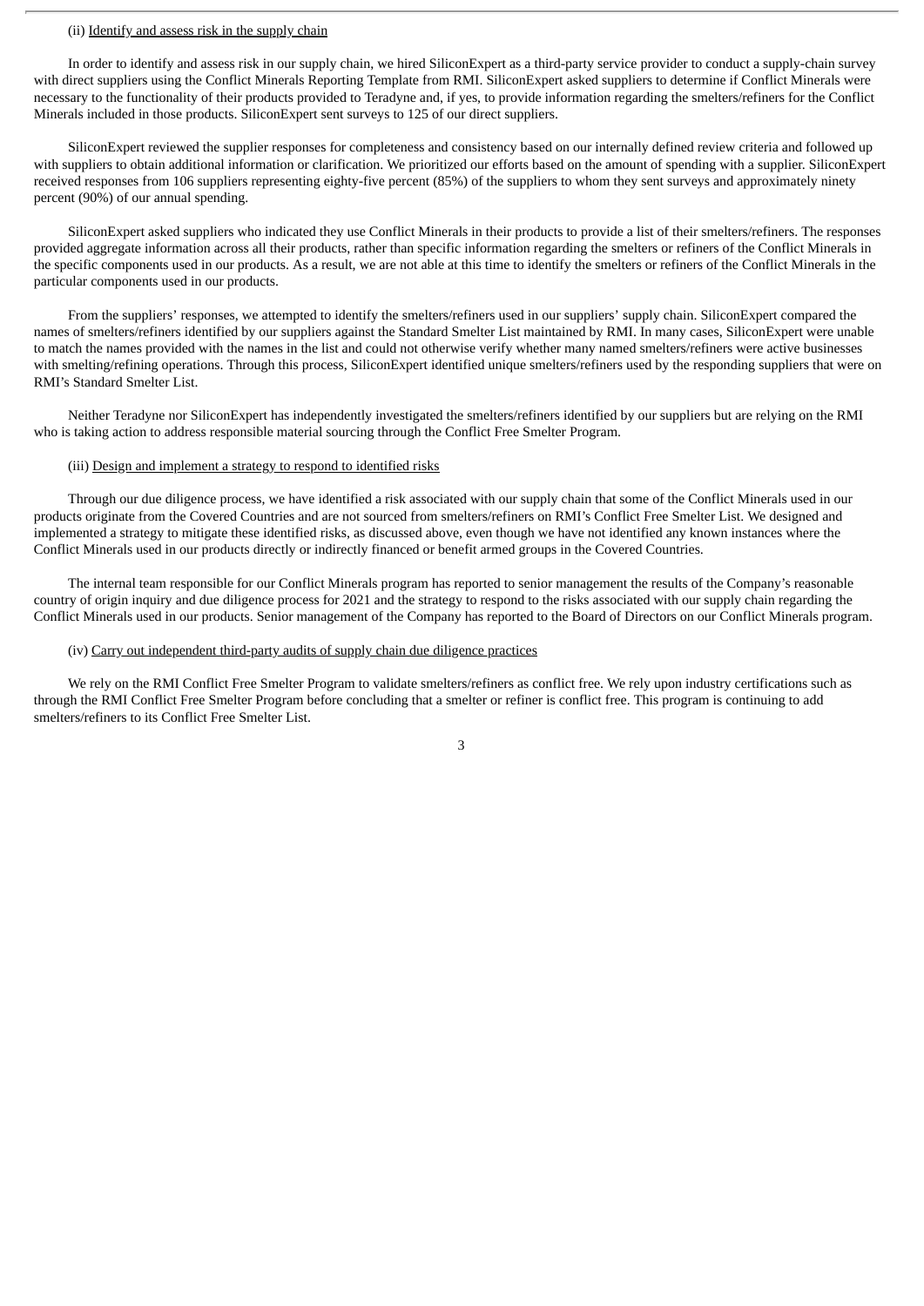(ii) Identify and assess risk in the supply chain

In order to identify and assess risk in our supply chain, we hired SiliconExpert as a third-party service provider to conduct a supply-chain survey with direct suppliers using the Conflict Minerals Reporting Template from RMI. SiliconExpert asked suppliers to determine if Conflict Minerals were necessary to the functionality of their products provided to Teradyne and, if yes, to provide information regarding the smelters/refiners for the Conflict Minerals included in those products. SiliconExpert sent surveys to 125 of our direct suppliers.

SiliconExpert reviewed the supplier responses for completeness and consistency based on our internally defined review criteria and followed up with suppliers to obtain additional information or clarification. We prioritized our efforts based on the amount of spending with a supplier. SiliconExpert received responses from 106 suppliers representing eighty-five percent (85%) of the suppliers to whom they sent surveys and approximately ninety percent (90%) of our annual spending.

SiliconExpert asked suppliers who indicated they use Conflict Minerals in their products to provide a list of their smelters/refiners. The responses provided aggregate information across all their products, rather than specific information regarding the smelters or refiners of the Conflict Minerals in the specific components used in our products. As a result, we are not able at this time to identify the smelters or refiners of the Conflict Minerals in the particular components used in our products.

From the suppliers' responses, we attempted to identify the smelters/refiners used in our suppliers' supply chain. SiliconExpert compared the names of smelters/refiners identified by our suppliers against the Standard Smelter List maintained by RMI. In many cases, SiliconExpert were unable to match the names provided with the names in the list and could not otherwise verify whether many named smelters/refiners were active businesses with smelting/refining operations. Through this process, SiliconExpert identified unique smelters/refiners used by the responding suppliers that were on RMI's Standard Smelter List.

Neither Teradyne nor SiliconExpert has independently investigated the smelters/refiners identified by our suppliers but are relying on the RMI who is taking action to address responsible material sourcing through the Conflict Free Smelter Program.

(iii) Design and implement a strategy to respond to identified risks

Through our due diligence process, we have identified a risk associated with our supply chain that some of the Conflict Minerals used in our products originate from the Covered Countries and are not sourced from smelters/refiners on RMI's Conflict Free Smelter List. We designed and implemented a strategy to mitigate these identified risks, as discussed above, even though we have not identified any known instances where the Conflict Minerals used in our products directly or indirectly financed or benefit armed groups in the Covered Countries.

The internal team responsible for our Conflict Minerals program has reported to senior management the results of the Company's reasonable country of origin inquiry and due diligence process for 2021 and the strategy to respond to the risks associated with our supply chain regarding the Conflict Minerals used in our products. Senior management of the Company has reported to the Board of Directors on our Conflict Minerals program.

(iv) Carry out independent third-party audits of supply chain due diligence practices

We rely on the RMI Conflict Free Smelter Program to validate smelters/refiners as conflict free. We rely upon industry certifications such as through the RMI Conflict Free Smelter Program before concluding that a smelter or refiner is conflict free. This program is continuing to add smelters/refiners to its Conflict Free Smelter List.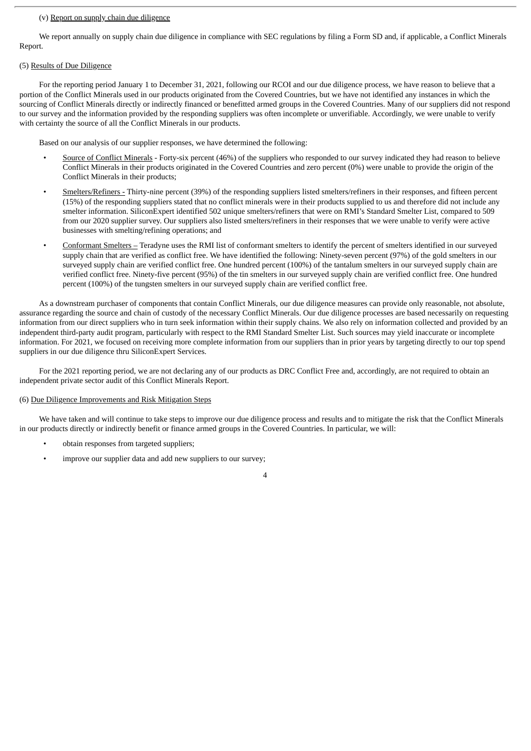(v) Report on supply chain due diligence

We report annually on supply chain due diligence in compliance with SEC regulations by filing a Form SD and, if applicable, a Conflict Minerals Report.

(5) Results of Due Diligence

For the reporting period January 1 to December 31, 2021, following our RCOI and our due diligence process, we have reason to believe that a portion of the Conflict Minerals used in our products originated from the Covered Countries, but we have not identified any instances in which the sourcing of Conflict Minerals directly or indirectly financed or benefitted armed groups in the Covered Countries. Many of our suppliers did not respond to our survey and the information provided by the responding suppliers was often incomplete or unverifiable. Accordingly, we were unable to verify with certainty the source of all the Conflict Minerals in our products.

Based on our analysis of our supplier responses, we have determined the following:

- Source of Conflict Minerals - Forty-six percent (46%) of the suppliers who responded to our survey indicated they had reason to believe Conflict Minerals in their products originated in the Covered Countries and zero percent (0%) were unable to provide the origin of the Conflict Minerals in their products;
- Smelters/Refiners - Thirty-nine percent (39%) of the responding suppliers listed smelters/refiners in their responses, and fifteen percent (15%) of the responding suppliers stated that no conflict minerals were in their products supplied to us and therefore did not include any smelter information. SiliconExpert identified 502 unique smelters/refiners that were on RMI's Standard Smelter List, compared to 509 from our 2020 supplier survey. Our suppliers also listed smelters/refiners in their responses that we were unable to verify were active businesses with smelting/refining operations; and
- Conformant Smelters – Teradyne uses the RMI list of conformant smelters to identify the percent of smelters identified in our surveyed supply chain that are verified as conflict free. We have identified the following: Ninety-seven percent (97%) of the gold smelters in our surveyed supply chain are verified conflict free. One hundred percent (100%) of the tantalum smelters in our surveyed supply chain are verified conflict free. Ninety-five percent (95%) of the tin smelters in our surveyed supply chain are verified conflict free. One hundred percent (100%) of the tungsten smelters in our surveyed supply chain are verified conflict free.

As a downstream purchaser of components that contain Conflict Minerals, our due diligence measures can provide only reasonable, not absolute, assurance regarding the source and chain of custody of the necessary Conflict Minerals. Our due diligence processes are based necessarily on requesting information from our direct suppliers who in turn seek information within their supply chains. We also rely on information collected and provided by an independent third-party audit program, particularly with respect to the RMI Standard Smelter List. Such sources may yield inaccurate or incomplete information. For 2021, we focused on receiving more complete information from our suppliers than in prior years by targeting directly to our top spend suppliers in our due diligence thru SiliconExpert Services.

For the 2021 reporting period, we are not declaring any of our products as DRC Conflict Free and, accordingly, are not required to obtain an independent private sector audit of this Conflict Minerals Report.

(6) Due Diligence Improvements and Risk Mitigation Steps

We have taken and will continue to take steps to improve our due diligence process and results and to mitigate the risk that the Conflict Minerals in our products directly or indirectly benefit or finance armed groups in the Covered Countries. In particular, we will:

- obtain responses from targeted suppliers;
- improve our supplier data and add new suppliers to our survey;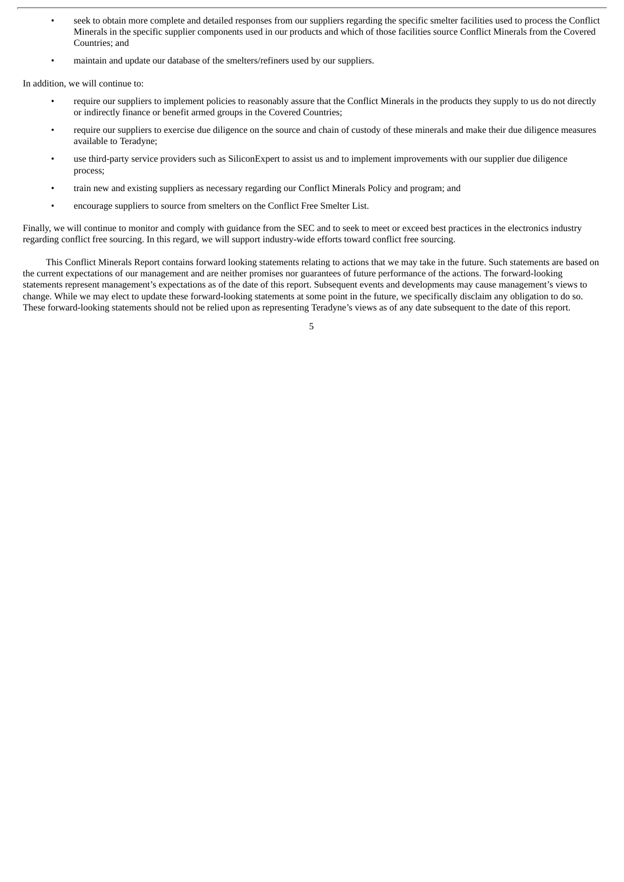- seek to obtain more complete and detailed responses from our suppliers regarding the specific smelter facilities used to process the Conflict Minerals in the specific supplier components used in our products and which of those facilities source Conflict Minerals from the Covered Countries; and
- maintain and update our database of the smelters/refiners used by our suppliers.

In addition, we will continue to:

- require our suppliers to implement policies to reasonably assure that the Conflict Minerals in the products they supply to us do not directly or indirectly finance or benefit armed groups in the Covered Countries;
- require our suppliers to exercise due diligence on the source and chain of custody of these minerals and make their due diligence measures available to Teradyne;
- use third-party service providers such as SiliconExpert to assist us and to implement improvements with our supplier due diligence process;
- train new and existing suppliers as necessary regarding our Conflict Minerals Policy and program; and
- encourage suppliers to source from smelters on the Conflict Free Smelter List.

Finally, we will continue to monitor and comply with guidance from the SEC and to seek to meet or exceed best practices in the electronics industry regarding conflict free sourcing. In this regard, we will support industry-wide efforts toward conflict free sourcing.

This Conflict Minerals Report contains forward looking statements relating to actions that we may take in the future. Such statements are based on the current expectations of our management and are neither promises nor guarantees of future performance of the actions. The forward-looking statements represent management's expectations as of the date of this report. Subsequent events and developments may cause management's views to change. While we may elect to update these forward-looking statements at some point in the future, we specifically disclaim any obligation to do so. These forward-looking statements should not be relied upon as representing Teradyne's views as of any date subsequent to the date of this report.